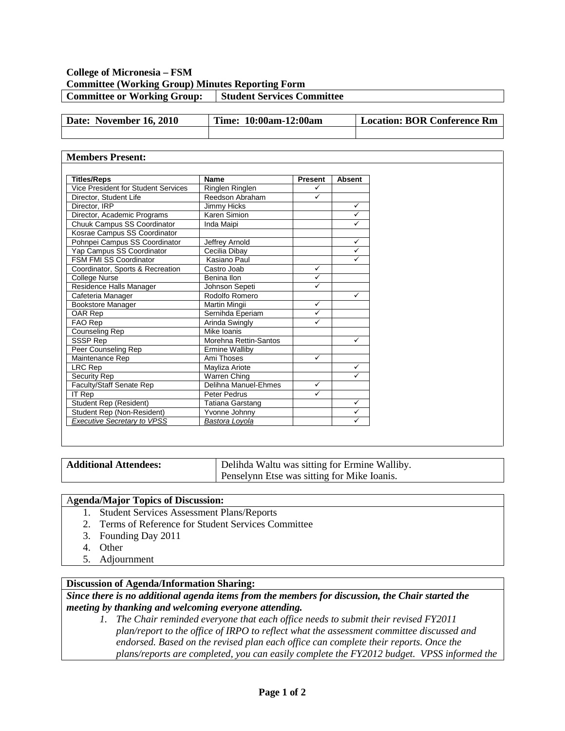**College of Micronesia – FSM**
**Committee (Working Group) Minutes Reporting Form**

| Committee or Working Group: | Student Services Committee |
|---|---|

| Date: November 16, 2010 | Time: 10:00am-12:00am | Location: BOR Conference Rm |
|---|---|---|
| | | |

**Members Present:**

| Titles/Reps | Name | Present | Absent |
|---|---|---|---|
| Vice President for Student Services | Ringlen Ringlen | ✓ | |
| Director, Student Life | Reedson Abraham | ✓ | |
| Director, IRP | Jimmy Hicks | | ✓ |
| Director, Academic Programs | Karen Simion | | ✓ |
| Chuuk Campus SS Coordinator | Inda Maipi | | ✓ |
| Kosrae Campus SS Coordinator | | | |
| Pohnpei Campus SS Coordinator | Jeffrey Arnold | | ✓ |
| Yap Campus SS Coordinator | Cecilia Dibay | | ✓ |
| FSM FMI SS Coordinator | Kasiano Paul | | ✓ |
| Coordinator, Sports & Recreation | Castro Joab | ✓ | |
| College Nurse | Benina Ilon | ✓ | |
| Residence Halls Manager | Johnson Sepeti | ✓ | |
| Cafeteria Manager | Rodolfo Romero | | ✓ |
| Bookstore Manager | Martin Mingii | ✓ | |
| OAR Rep | Sernihda Eperiam | ✓ | |
| FAO Rep | Arinda Swingly | ✓ | |
| Counseling Rep | Mike Ioanis | | |
| SSSP Rep | Morehna Rettin-Santos | | ✓ |
| Peer Counseling Rep | Ermine Walliby | | |
| Maintenance Rep | Ami Thoses | ✓ | |
| LRC Rep | Mayliza Ariote | | ✓ |
| Security Rep | Warren Ching | | ✓ |
| Faculty/Staff Senate Rep | Delihna Manuel-Ehmes | ✓ | |
| IT Rep | Peter Pedrus | ✓ | |
| Student Rep (Resident) | Tatiana Garstang | | ✓ |
| Student Rep (Non-Resident) | Yvonne Johnny | | ✓ |
| *Executive Secretary to VPSS* | *Bastora Loyola* | | ✓ |

| Additional Attendees: | Delihda Waltu was sitting for Ermine Walliby. Penselynn Etse was sitting for Mike Ioanis. |
|---|---|

**Agenda/Major Topics of Discussion:**

1. Student Services Assessment Plans/Reports
2. Terms of Reference for Student Services Committee
3. Founding Day 2011
4. Other
5. Adjournment

**Discussion of Agenda/Information Sharing:**

***Since there is no additional agenda items from the members for discussion, the Chair started the meeting by thanking and welcoming everyone attending.***

1. *The Chair reminded everyone that each office needs to submit their revised FY2011 plan/report to the office of IRPO to reflect what the assessment committee discussed and endorsed. Based on the revised plan each office can complete their reports. Once the plans/reports are completed, you can easily complete the FY2012 budget. VPSS informed the*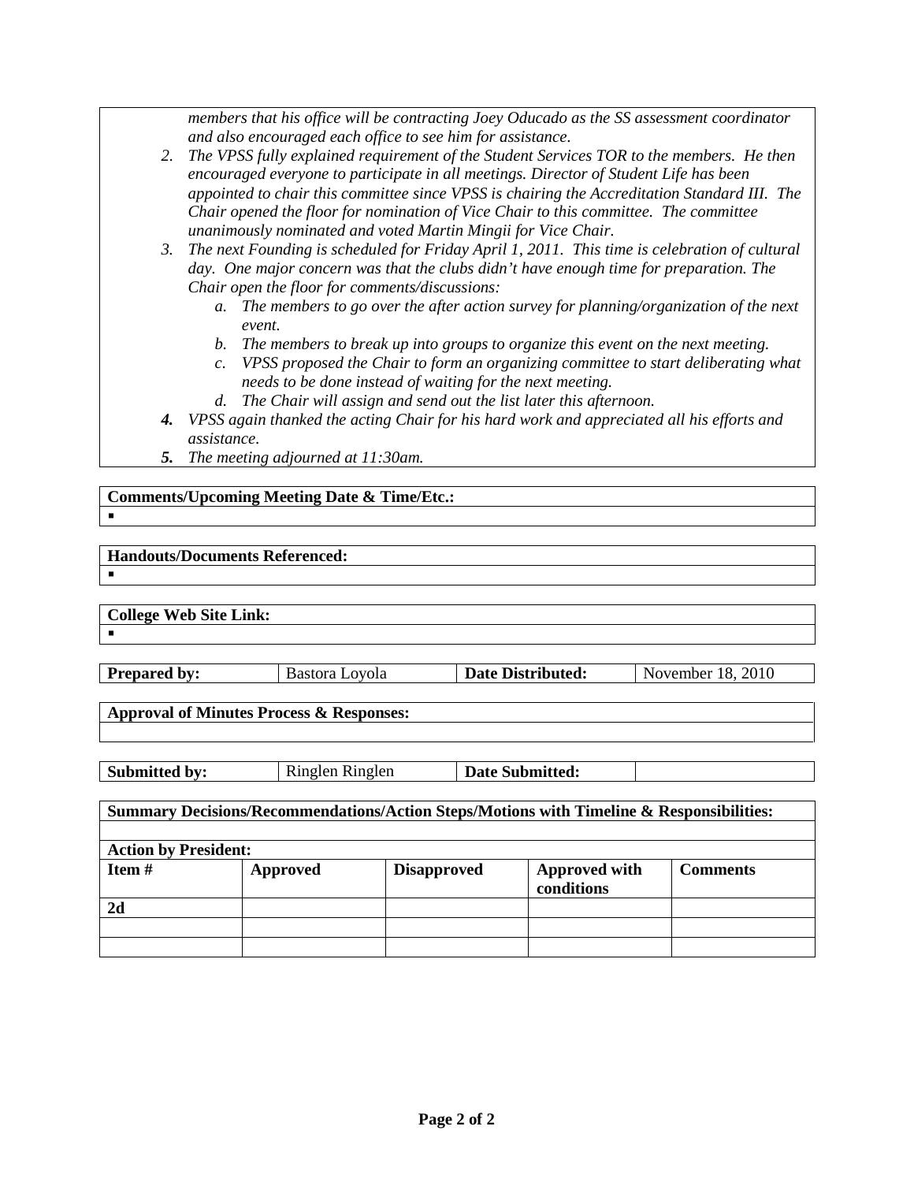*members that his office will be contracting Joey Oducado as the SS assessment coordinator and also encouraged each office to see him for assistance.*

2. *The VPSS fully explained requirement of the Student Services TOR to the members. He then encouraged everyone to participate in all meetings. Director of Student Life has been appointed to chair this committee since VPSS is chairing the Accreditation Standard III. The Chair opened the floor for nomination of Vice Chair to this committee. The committee unanimously nominated and voted Martin Mingii for Vice Chair.*
3. *The next Founding is scheduled for Friday April 1, 2011. This time is celebration of cultural day. One major concern was that the clubs didn't have enough time for preparation. The Chair open the floor for comments/discussions:*
   a. *The members to go over the after action survey for planning/organization of the next event.*
   b. *The members to break up into groups to organize this event on the next meeting.*
   c. *VPSS proposed the Chair to form an organizing committee to start deliberating what needs to be done instead of waiting for the next meeting.*
   d. *The Chair will assign and send out the list later this afternoon.*
4. *VPSS again thanked the acting Chair for his hard work and appreciated all his efforts and assistance.*
5. *The meeting adjourned at 11:30am.*

**Comments/Upcoming Meeting Date & Time/Etc.:**

- 

**Handouts/Documents Referenced:**

- 

**College Web Site Link:**

- 

| **Prepared by:** | Bastora Loyola | **Date Distributed:** | November 18, 2010 |
|---|---|---|---|

**Approval of Minutes Process & Responses:**

| **Submitted by:** | Ringlen Ringlen | **Date Submitted:** | |
|---|---|---|---|

**Summary Decisions/Recommendations/Action Steps/Motions with Timeline & Responsibilities:**

**Action by President:**

| Item # | Approved | Disapproved | Approved with conditions | Comments |
|---|---|---|---|---|
| 2d | | | | |
| | | | | |
| | | | | |